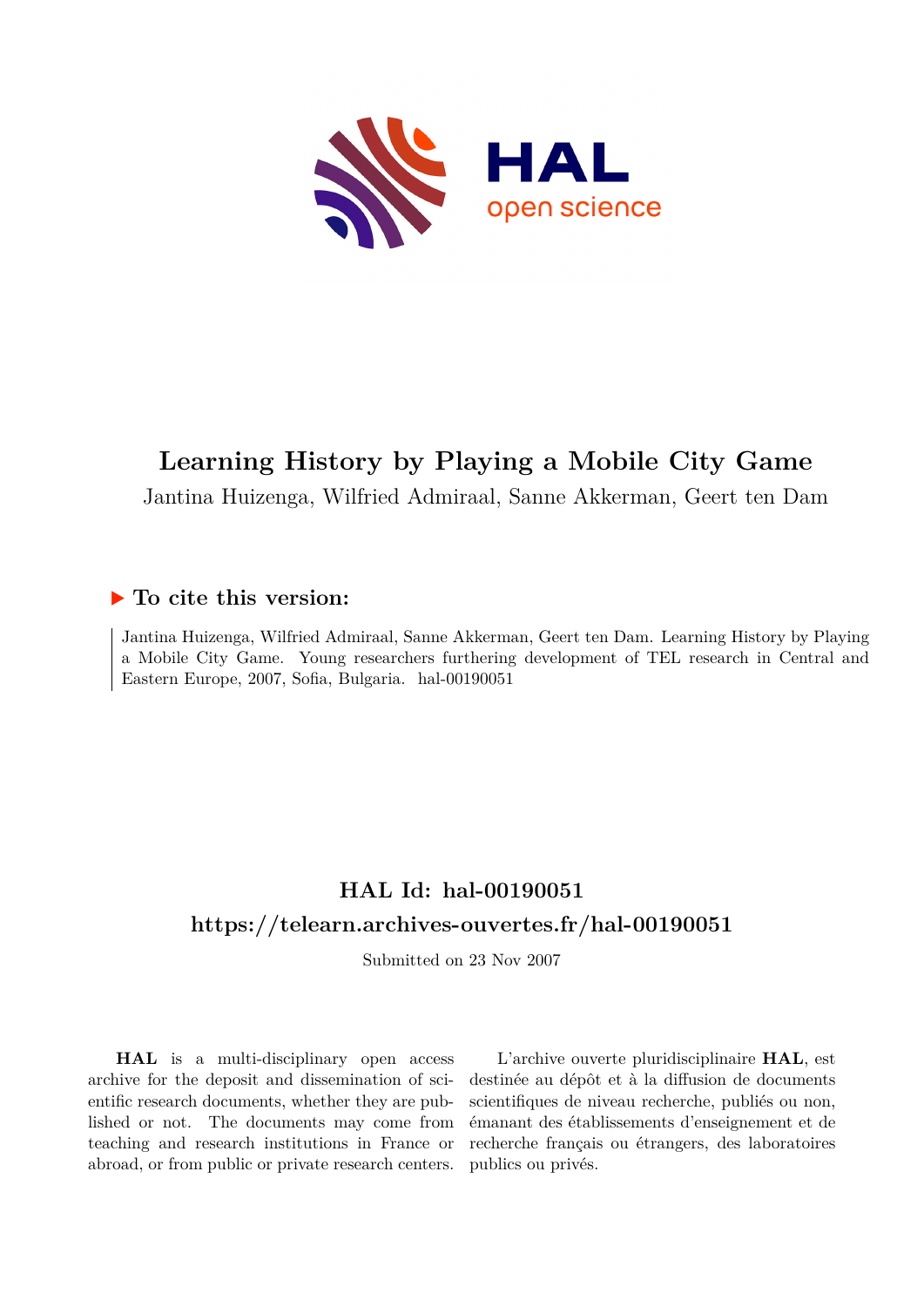# Learning History by Playing a Mobile City Game

Jantina Huizenga, Wilfried Admiraal, Sanne Akkerman, Geert ten Dam

## ▶ To cite this version:

Jantina Huizenga, Wilfried Admiraal, Sanne Akkerman, Geert ten Dam. Learning History by Playing a Mobile City Game. Young researchers furthering development of TEL research in Central and Eastern Europe, 2007, Sofia, Bulgaria. hal-00190051

## HAL Id: hal-00190051

## https://telearn.archives-ouvertes.fr/hal-00190051

Submitted on 23 Nov 2007

**HAL** is a multi-disciplinary open access archive for the deposit and dissemination of scientific research documents, whether they are published or not. The documents may come from teaching and research institutions in France or abroad, or from public or private research centers.

L'archive ouverte pluridisciplinaire **HAL**, est destinée au dépôt et à la diffusion de documents scientifiques de niveau recherche, publiés ou non, émanant des établissements d'enseignement et de recherche français ou étrangers, des laboratoires publics ou privés.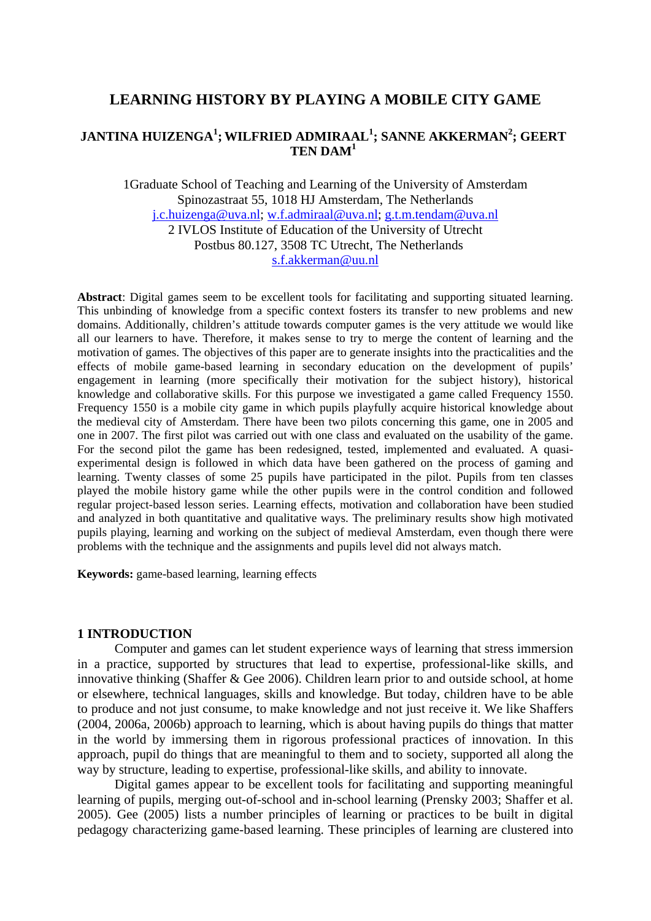# LEARNING HISTORY BY PLAYING A MOBILE CITY GAME

## JANTINA HUIZENGA[1]; WILFRIED ADMIRAAL[1]; SANNE AKKERMAN[2]; GEERT TEN DAM[1]

1Graduate School of Teaching and Learning of the University of Amsterdam
Spinozastraat 55, 1018 HJ Amsterdam, The Netherlands
j.c.huizenga@uva.nl; w.f.admiraal@uva.nl; g.t.m.tendam@uva.nl
2 IVLOS Institute of Education of the University of Utrecht
Postbus 80.127, 3508 TC Utrecht, The Netherlands
s.f.akkerman@uu.nl

**Abstract**: Digital games seem to be excellent tools for facilitating and supporting situated learning. This unbinding of knowledge from a specific context fosters its transfer to new problems and new domains. Additionally, children's attitude towards computer games is the very attitude we would like all our learners to have. Therefore, it makes sense to try to merge the content of learning and the motivation of games. The objectives of this paper are to generate insights into the practicalities and the effects of mobile game-based learning in secondary education on the development of pupils' engagement in learning (more specifically their motivation for the subject history), historical knowledge and collaborative skills. For this purpose we investigated a game called Frequency 1550. Frequency 1550 is a mobile city game in which pupils playfully acquire historical knowledge about the medieval city of Amsterdam. There have been two pilots concerning this game, one in 2005 and one in 2007. The first pilot was carried out with one class and evaluated on the usability of the game. For the second pilot the game has been redesigned, tested, implemented and evaluated. A quasi-experimental design is followed in which data have been gathered on the process of gaming and learning. Twenty classes of some 25 pupils have participated in the pilot. Pupils from ten classes played the mobile history game while the other pupils were in the control condition and followed regular project-based lesson series. Learning effects, motivation and collaboration have been studied and analyzed in both quantitative and qualitative ways. The preliminary results show high motivated pupils playing, learning and working on the subject of medieval Amsterdam, even though there were problems with the technique and the assignments and pupils level did not always match.

**Keywords:** game-based learning, learning effects

## 1 INTRODUCTION

Computer and games can let student experience ways of learning that stress immersion in a practice, supported by structures that lead to expertise, professional-like skills, and innovative thinking (Shaffer & Gee 2006). Children learn prior to and outside school, at home or elsewhere, technical languages, skills and knowledge. But today, children have to be able to produce and not just consume, to make knowledge and not just receive it. We like Shaffers (2004, 2006a, 2006b) approach to learning, which is about having pupils do things that matter in the world by immersing them in rigorous professional practices of innovation. In this approach, pupil do things that are meaningful to them and to society, supported all along the way by structure, leading to expertise, professional-like skills, and ability to innovate.

Digital games appear to be excellent tools for facilitating and supporting meaningful learning of pupils, merging out-of-school and in-school learning (Prensky 2003; Shaffer et al. 2005). Gee (2005) lists a number principles of learning or practices to be built in digital pedagogy characterizing game-based learning. These principles of learning are clustered into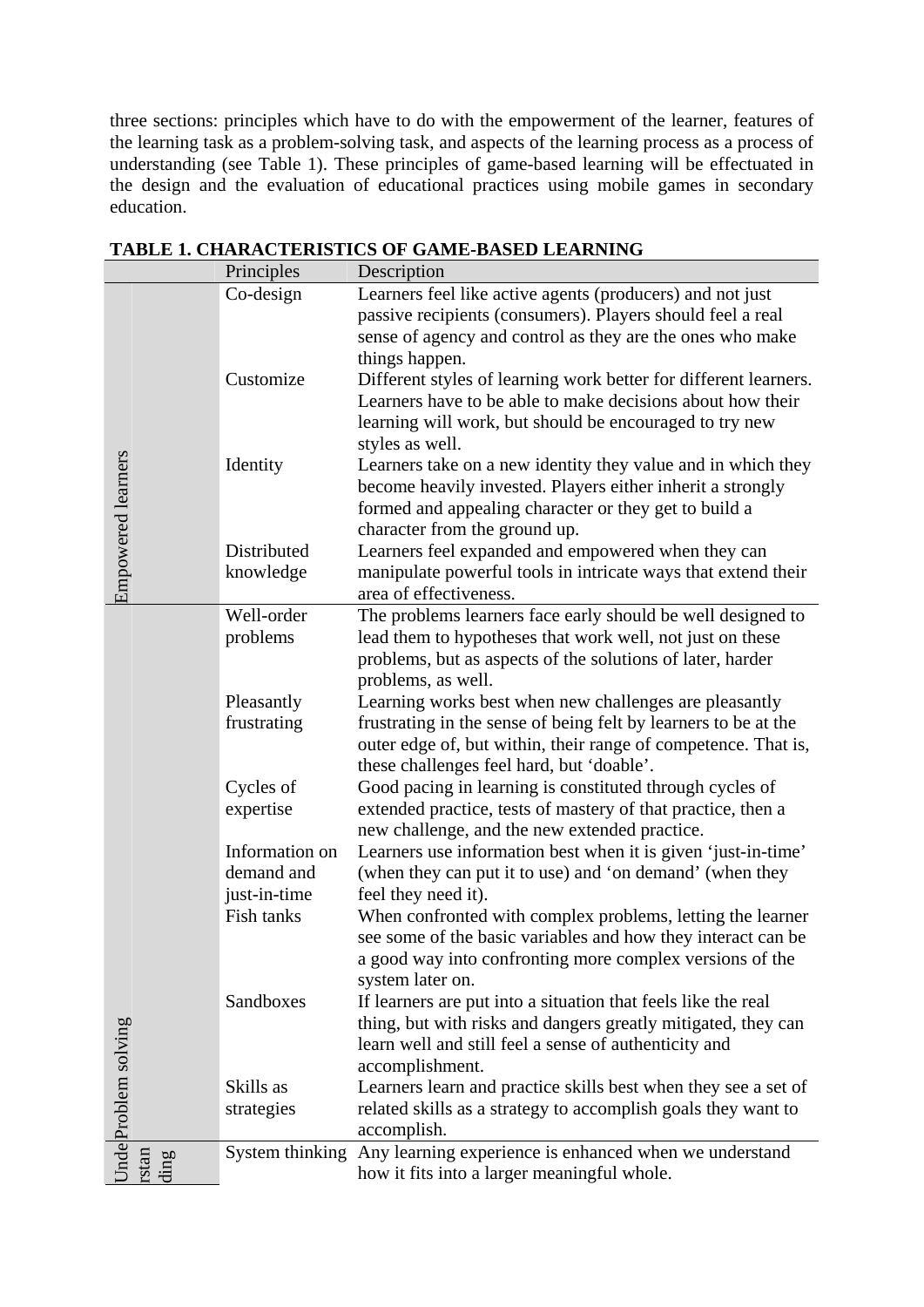three sections: principles which have to do with the empowerment of the learner, features of the learning task as a problem-solving task, and aspects of the learning process as a process of understanding (see Table 1). These principles of game-based learning will be effectuated in the design and the evaluation of educational practices using mobile games in secondary education.

**TABLE 1. CHARACTERISTICS OF GAME-BASED LEARNING**

| | Principles | Description |
|---|---|---|
| Empowered learners | Co-design | Learners feel like active agents (producers) and not just passive recipients (consumers). Players should feel a real sense of agency and control as they are the ones who make things happen. |
| | Customize | Different styles of learning work better for different learners. Learners have to be able to make decisions about how their learning will work, but should be encouraged to try new styles as well. |
| | Identity | Learners take on a new identity they value and in which they become heavily invested. Players either inherit a strongly formed and appealing character or they get to build a character from the ground up. |
| | Distributed knowledge | Learners feel expanded and empowered when they can manipulate powerful tools in intricate ways that extend their area of effectiveness. |
| Problem solving | Well-order problems | The problems learners face early should be well designed to lead them to hypotheses that work well, not just on these problems, but as aspects of the solutions of later, harder problems, as well. |
| | Pleasantly frustrating | Learning works best when new challenges are pleasantly frustrating in the sense of being felt by learners to be at the outer edge of, but within, their range of competence. That is, these challenges feel hard, but 'doable'. |
| | Cycles of expertise | Good pacing in learning is constituted through cycles of extended practice, tests of mastery of that practice, then a new challenge, and the new extended practice. |
| | Information on demand and just-in-time | Learners use information best when it is given 'just-in-time' (when they can put it to use) and 'on demand' (when they feel they need it). |
| | Fish tanks | When confronted with complex problems, letting the learner see some of the basic variables and how they interact can be a good way into confronting more complex versions of the system later on. |
| | Sandboxes | If learners are put into a situation that feels like the real thing, but with risks and dangers greatly mitigated, they can learn well and still feel a sense of authenticity and accomplishment. |
| | Skills as strategies | Learners learn and practice skills best when they see a set of related skills as a strategy to accomplish goals they want to accomplish. |
| Understanding | System thinking | Any learning experience is enhanced when we understand how it fits into a larger meaningful whole. |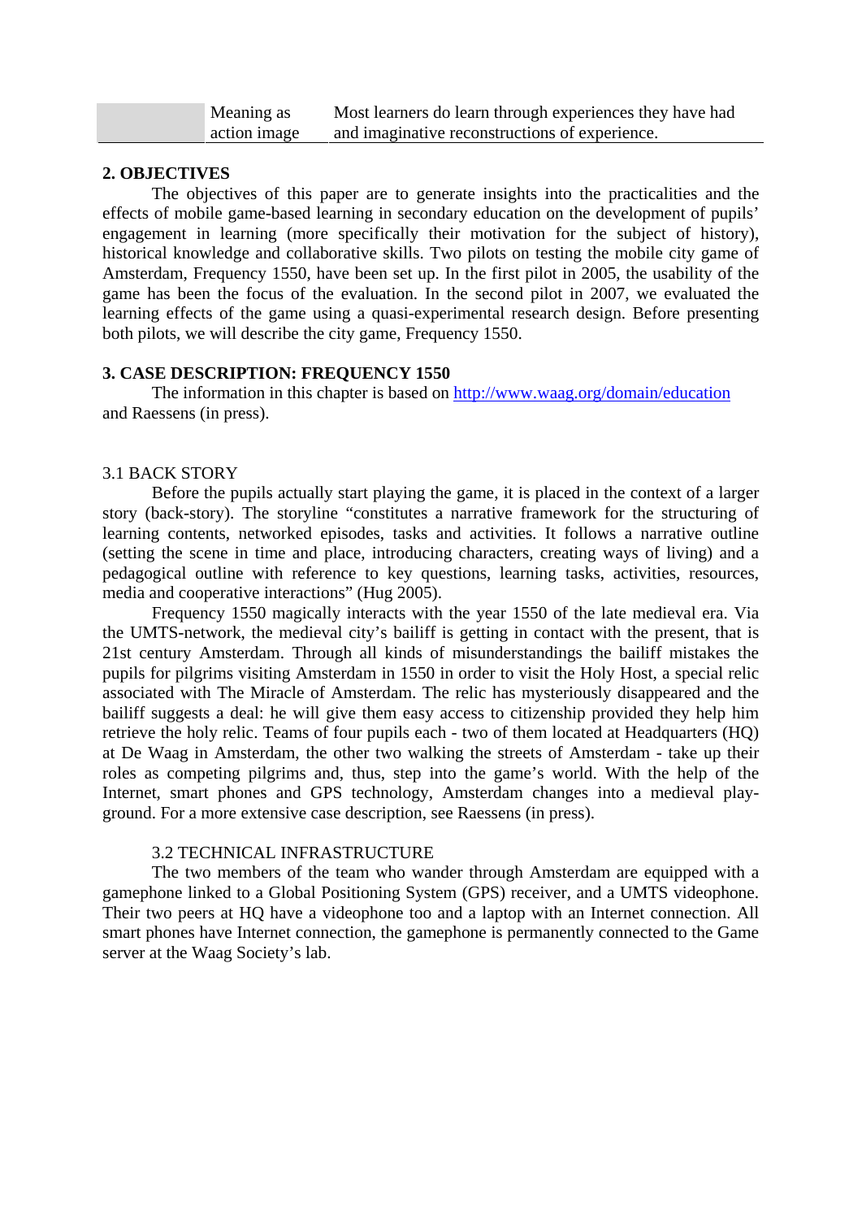| | | |
|---|---|---|
| | Meaning as action image | Most learners do learn through experiences they have had and imaginative reconstructions of experience. |

## 2. OBJECTIVES

The objectives of this paper are to generate insights into the practicalities and the effects of mobile game-based learning in secondary education on the development of pupils' engagement in learning (more specifically their motivation for the subject of history), historical knowledge and collaborative skills. Two pilots on testing the mobile city game of Amsterdam, Frequency 1550, have been set up. In the first pilot in 2005, the usability of the game has been the focus of the evaluation. In the second pilot in 2007, we evaluated the learning effects of the game using a quasi-experimental research design. Before presenting both pilots, we will describe the city game, Frequency 1550.

## 3. CASE DESCRIPTION: FREQUENCY 1550

The information in this chapter is based on http://www.waag.org/domain/education and Raessens (in press).

### 3.1 BACK STORY

Before the pupils actually start playing the game, it is placed in the context of a larger story (back-story). The storyline "constitutes a narrative framework for the structuring of learning contents, networked episodes, tasks and activities. It follows a narrative outline (setting the scene in time and place, introducing characters, creating ways of living) and a pedagogical outline with reference to key questions, learning tasks, activities, resources, media and cooperative interactions" (Hug 2005).

Frequency 1550 magically interacts with the year 1550 of the late medieval era. Via the UMTS-network, the medieval city's bailiff is getting in contact with the present, that is 21st century Amsterdam. Through all kinds of misunderstandings the bailiff mistakes the pupils for pilgrims visiting Amsterdam in 1550 in order to visit the Holy Host, a special relic associated with The Miracle of Amsterdam. The relic has mysteriously disappeared and the bailiff suggests a deal: he will give them easy access to citizenship provided they help him retrieve the holy relic. Teams of four pupils each - two of them located at Headquarters (HQ) at De Waag in Amsterdam, the other two walking the streets of Amsterdam - take up their roles as competing pilgrims and, thus, step into the game's world. With the help of the Internet, smart phones and GPS technology, Amsterdam changes into a medieval play-ground. For a more extensive case description, see Raessens (in press).

### 3.2 TECHNICAL INFRASTRUCTURE

The two members of the team who wander through Amsterdam are equipped with a gamephone linked to a Global Positioning System (GPS) receiver, and a UMTS videophone. Their two peers at HQ have a videophone too and a laptop with an Internet connection. All smart phones have Internet connection, the gamephone is permanently connected to the Game server at the Waag Society's lab.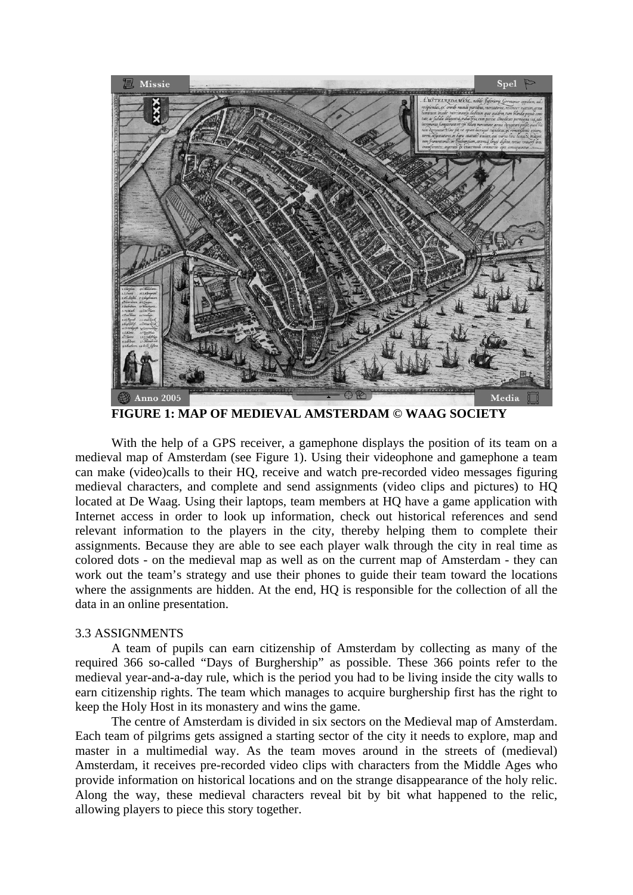FIGURE 1: MAP OF MEDIEVAL AMSTERDAM © WAAG SOCIETY

With the help of a GPS receiver, a gamephone displays the position of its team on a medieval map of Amsterdam (see Figure 1). Using their videophone and gamephone a team can make (video)calls to their HQ, receive and watch pre-recorded video messages figuring medieval characters, and complete and send assignments (video clips and pictures) to HQ located at De Waag. Using their laptops, team members at HQ have a game application with Internet access in order to look up information, check out historical references and send relevant information to the players in the city, thereby helping them to complete their assignments. Because they are able to see each player walk through the city in real time as colored dots - on the medieval map as well as on the current map of Amsterdam - they can work out the team's strategy and use their phones to guide their team toward the locations where the assignments are hidden. At the end, HQ is responsible for the collection of all the data in an online presentation.

### 3.3 ASSIGNMENTS

A team of pupils can earn citizenship of Amsterdam by collecting as many of the required 366 so-called "Days of Burghership" as possible. These 366 points refer to the medieval year-and-a-day rule, which is the period you had to be living inside the city walls to earn citizenship rights. The team which manages to acquire burghership first has the right to keep the Holy Host in its monastery and wins the game.

The centre of Amsterdam is divided in six sectors on the Medieval map of Amsterdam. Each team of pilgrims gets assigned a starting sector of the city it needs to explore, map and master in a multimedial way. As the team moves around in the streets of (medieval) Amsterdam, it receives pre-recorded video clips with characters from the Middle Ages who provide information on historical locations and on the strange disappearance of the holy relic. Along the way, these medieval characters reveal bit by bit what happened to the relic, allowing players to piece this story together.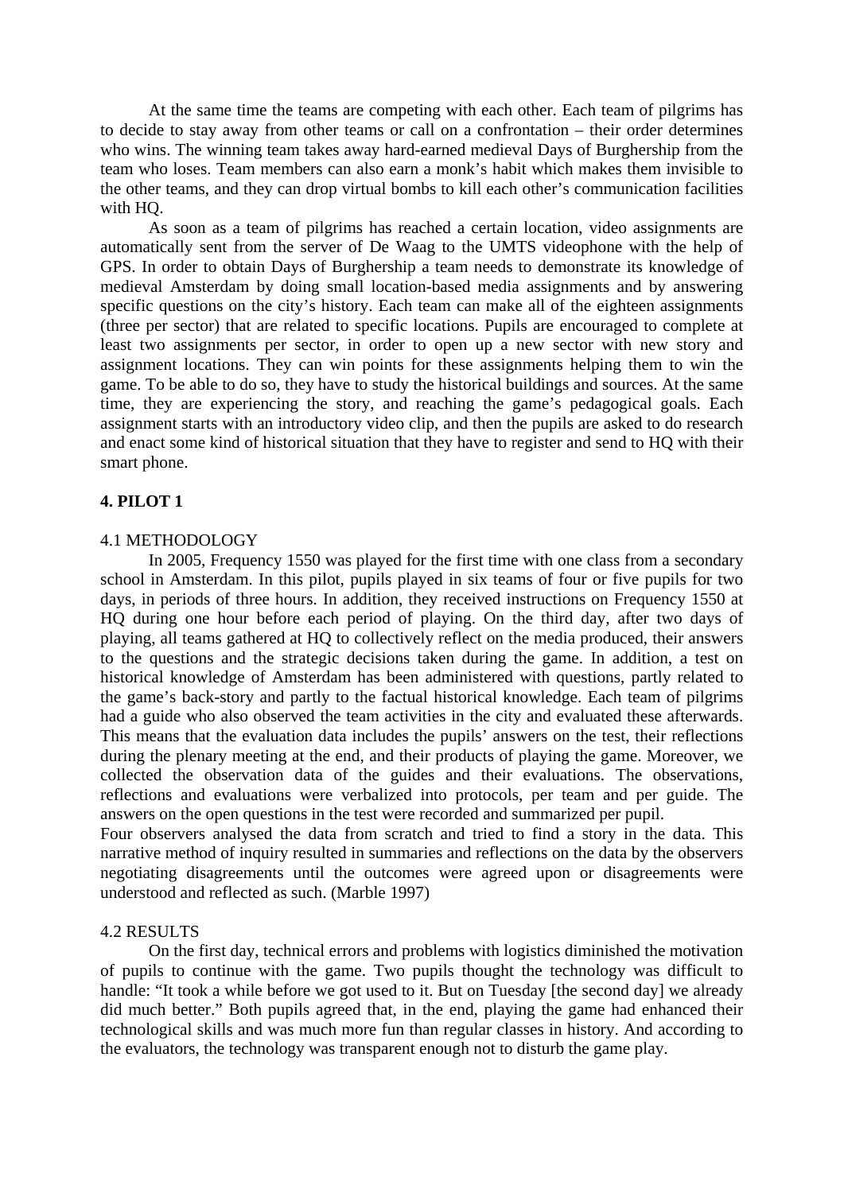At the same time the teams are competing with each other. Each team of pilgrims has to decide to stay away from other teams or call on a confrontation – their order determines who wins. The winning team takes away hard-earned medieval Days of Burghership from the team who loses. Team members can also earn a monk's habit which makes them invisible to the other teams, and they can drop virtual bombs to kill each other's communication facilities with HQ.

As soon as a team of pilgrims has reached a certain location, video assignments are automatically sent from the server of De Waag to the UMTS videophone with the help of GPS. In order to obtain Days of Burghership a team needs to demonstrate its knowledge of medieval Amsterdam by doing small location-based media assignments and by answering specific questions on the city's history. Each team can make all of the eighteen assignments (three per sector) that are related to specific locations. Pupils are encouraged to complete at least two assignments per sector, in order to open up a new sector with new story and assignment locations. They can win points for these assignments helping them to win the game. To be able to do so, they have to study the historical buildings and sources. At the same time, they are experiencing the story, and reaching the game's pedagogical goals. Each assignment starts with an introductory video clip, and then the pupils are asked to do research and enact some kind of historical situation that they have to register and send to HQ with their smart phone.

## 4. PILOT 1

### 4.1 METHODOLOGY

In 2005, Frequency 1550 was played for the first time with one class from a secondary school in Amsterdam. In this pilot, pupils played in six teams of four or five pupils for two days, in periods of three hours. In addition, they received instructions on Frequency 1550 at HQ during one hour before each period of playing. On the third day, after two days of playing, all teams gathered at HQ to collectively reflect on the media produced, their answers to the questions and the strategic decisions taken during the game. In addition, a test on historical knowledge of Amsterdam has been administered with questions, partly related to the game's back-story and partly to the factual historical knowledge. Each team of pilgrims had a guide who also observed the team activities in the city and evaluated these afterwards. This means that the evaluation data includes the pupils' answers on the test, their reflections during the plenary meeting at the end, and their products of playing the game. Moreover, we collected the observation data of the guides and their evaluations. The observations, reflections and evaluations were verbalized into protocols, per team and per guide. The answers on the open questions in the test were recorded and summarized per pupil.

Four observers analysed the data from scratch and tried to find a story in the data. This narrative method of inquiry resulted in summaries and reflections on the data by the observers negotiating disagreements until the outcomes were agreed upon or disagreements were understood and reflected as such. (Marble 1997)

### 4.2 RESULTS

On the first day, technical errors and problems with logistics diminished the motivation of pupils to continue with the game. Two pupils thought the technology was difficult to handle: "It took a while before we got used to it. But on Tuesday [the second day] we already did much better." Both pupils agreed that, in the end, playing the game had enhanced their technological skills and was much more fun than regular classes in history. And according to the evaluators, the technology was transparent enough not to disturb the game play.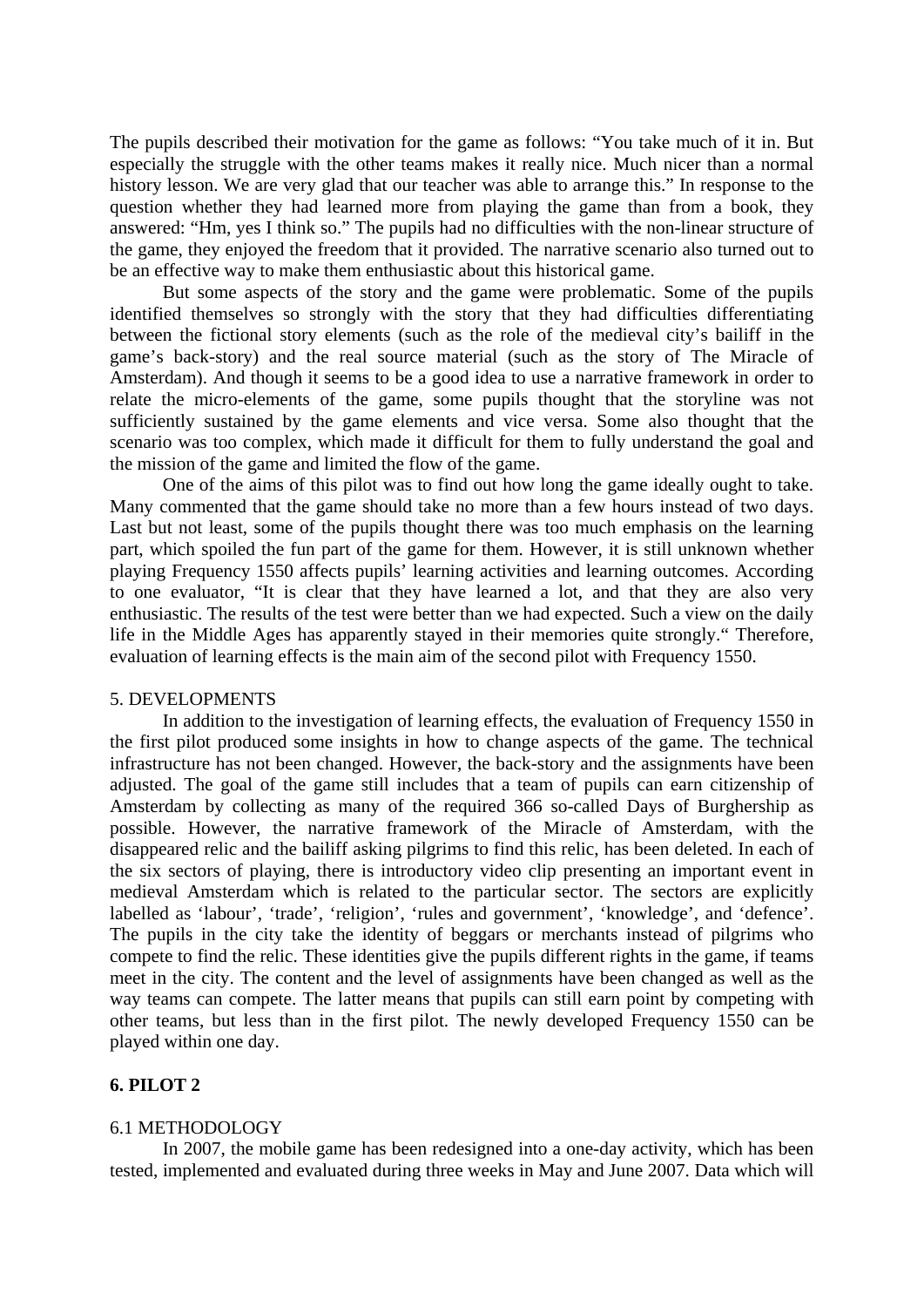The pupils described their motivation for the game as follows: “You take much of it in. But especially the struggle with the other teams makes it really nice. Much nicer than a normal history lesson. We are very glad that our teacher was able to arrange this.” In response to the question whether they had learned more from playing the game than from a book, they answered: “Hm, yes I think so.” The pupils had no difficulties with the non-linear structure of the game, they enjoyed the freedom that it provided. The narrative scenario also turned out to be an effective way to make them enthusiastic about this historical game.

But some aspects of the story and the game were problematic. Some of the pupils identified themselves so strongly with the story that they had difficulties differentiating between the fictional story elements (such as the role of the medieval city’s bailiff in the game’s back-story) and the real source material (such as the story of The Miracle of Amsterdam). And though it seems to be a good idea to use a narrative framework in order to relate the micro-elements of the game, some pupils thought that the storyline was not sufficiently sustained by the game elements and vice versa. Some also thought that the scenario was too complex, which made it difficult for them to fully understand the goal and the mission of the game and limited the flow of the game.

One of the aims of this pilot was to find out how long the game ideally ought to take. Many commented that the game should take no more than a few hours instead of two days. Last but not least, some of the pupils thought there was too much emphasis on the learning part, which spoiled the fun part of the game for them. However, it is still unknown whether playing Frequency 1550 affects pupils’ learning activities and learning outcomes. According to one evaluator, “It is clear that they have learned a lot, and that they are also very enthusiastic. The results of the test were better than we had expected. Such a view on the daily life in the Middle Ages has apparently stayed in their memories quite strongly.“ Therefore, evaluation of learning effects is the main aim of the second pilot with Frequency 1550.

## 5. DEVELOPMENTS

In addition to the investigation of learning effects, the evaluation of Frequency 1550 in the first pilot produced some insights in how to change aspects of the game. The technical infrastructure has not been changed. However, the back-story and the assignments have been adjusted. The goal of the game still includes that a team of pupils can earn citizenship of Amsterdam by collecting as many of the required 366 so-called Days of Burghership as possible. However, the narrative framework of the Miracle of Amsterdam, with the disappeared relic and the bailiff asking pilgrims to find this relic, has been deleted. In each of the six sectors of playing, there is introductory video clip presenting an important event in medieval Amsterdam which is related to the particular sector. The sectors are explicitly labelled as ‘labour’, ‘trade’, ‘religion’, ‘rules and government’, ‘knowledge’, and ‘defence’. The pupils in the city take the identity of beggars or merchants instead of pilgrims who compete to find the relic. These identities give the pupils different rights in the game, if teams meet in the city. The content and the level of assignments have been changed as well as the way teams can compete. The latter means that pupils can still earn point by competing with other teams, but less than in the first pilot. The newly developed Frequency 1550 can be played within one day.

## 6. PILOT 2

### 6.1 METHODOLOGY

In 2007, the mobile game has been redesigned into a one-day activity, which has been tested, implemented and evaluated during three weeks in May and June 2007. Data which will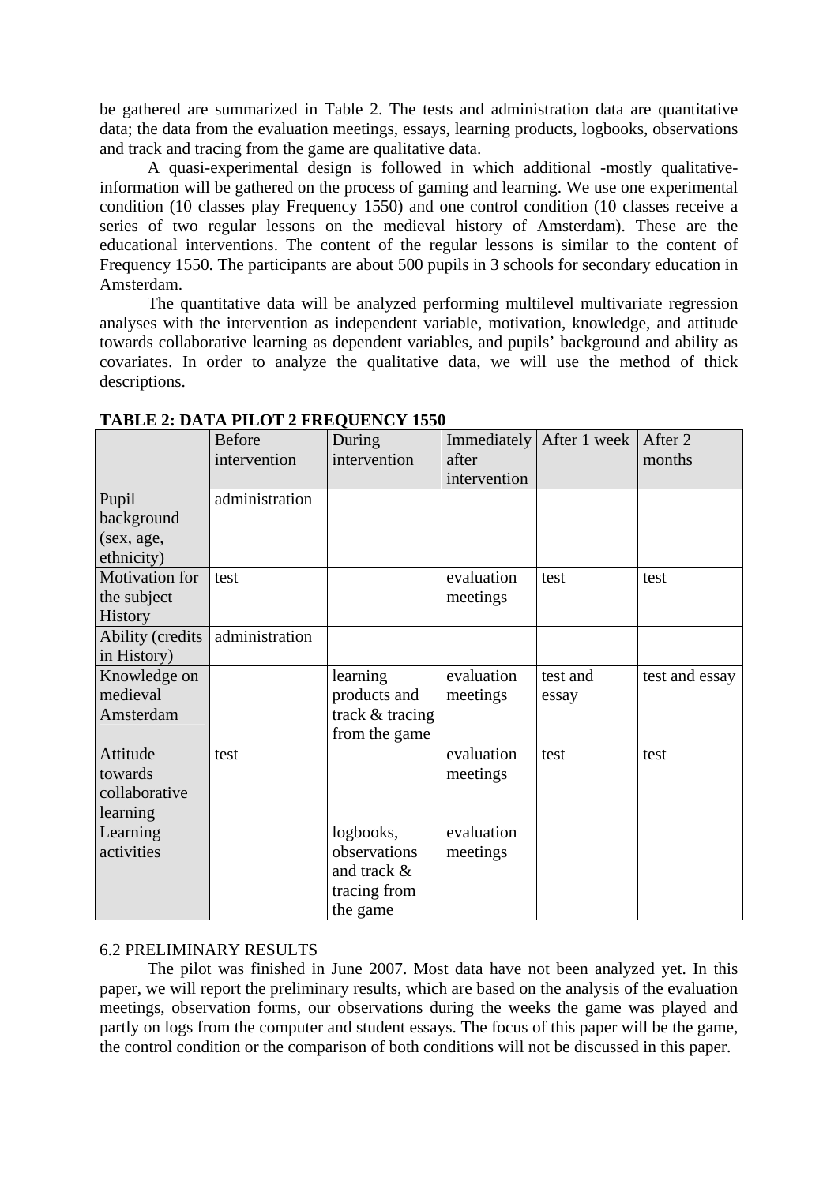be gathered are summarized in Table 2. The tests and administration data are quantitative data; the data from the evaluation meetings, essays, learning products, logbooks, observations and track and tracing from the game are qualitative data.

A quasi-experimental design is followed in which additional -mostly qualitative- information will be gathered on the process of gaming and learning. We use one experimental condition (10 classes play Frequency 1550) and one control condition (10 classes receive a series of two regular lessons on the medieval history of Amsterdam). These are the educational interventions. The content of the regular lessons is similar to the content of Frequency 1550. The participants are about 500 pupils in 3 schools for secondary education in Amsterdam.

The quantitative data will be analyzed performing multilevel multivariate regression analyses with the intervention as independent variable, motivation, knowledge, and attitude towards collaborative learning as dependent variables, and pupils' background and ability as covariates. In order to analyze the qualitative data, we will use the method of thick descriptions.

**TABLE 2: DATA PILOT 2 FREQUENCY 1550**

| | Before intervention | During intervention | Immediately after intervention | After 1 week | After 2 months |
|---|---|---|---|---|---|
| Pupil background (sex, age, ethnicity) | administration | | | | |
| Motivation for the subject History | test | | evaluation meetings | test | test |
| Ability (credits in History) | administration | | | | |
| Knowledge on medieval Amsterdam | | learning products and track & tracing from the game | evaluation meetings | test and essay | test and essay |
| Attitude towards collaborative learning | test | | evaluation meetings | test | test |
| Learning activities | | logbooks, observations and track & tracing from the game | evaluation meetings | | |

6.2 PRELIMINARY RESULTS

The pilot was finished in June 2007. Most data have not been analyzed yet. In this paper, we will report the preliminary results, which are based on the analysis of the evaluation meetings, observation forms, our observations during the weeks the game was played and partly on logs from the computer and student essays. The focus of this paper will be the game, the control condition or the comparison of both conditions will not be discussed in this paper.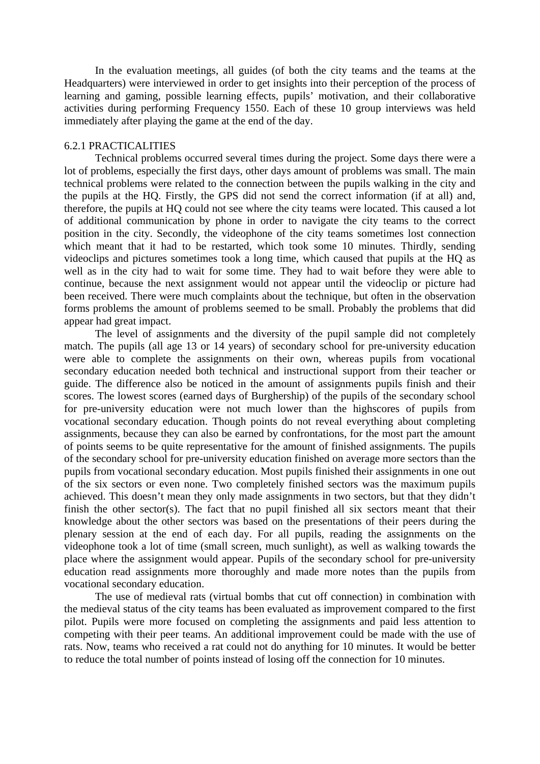In the evaluation meetings, all guides (of both the city teams and the teams at the Headquarters) were interviewed in order to get insights into their perception of the process of learning and gaming, possible learning effects, pupils' motivation, and their collaborative activities during performing Frequency 1550. Each of these 10 group interviews was held immediately after playing the game at the end of the day.

### 6.2.1 PRACTICALITIES

Technical problems occurred several times during the project. Some days there were a lot of problems, especially the first days, other days amount of problems was small. The main technical problems were related to the connection between the pupils walking in the city and the pupils at the HQ. Firstly, the GPS did not send the correct information (if at all) and, therefore, the pupils at HQ could not see where the city teams were located. This caused a lot of additional communication by phone in order to navigate the city teams to the correct position in the city. Secondly, the videophone of the city teams sometimes lost connection which meant that it had to be restarted, which took some 10 minutes. Thirdly, sending videoclips and pictures sometimes took a long time, which caused that pupils at the HQ as well as in the city had to wait for some time. They had to wait before they were able to continue, because the next assignment would not appear until the videoclip or picture had been received. There were much complaints about the technique, but often in the observation forms problems the amount of problems seemed to be small. Probably the problems that did appear had great impact.

The level of assignments and the diversity of the pupil sample did not completely match. The pupils (all age 13 or 14 years) of secondary school for pre-university education were able to complete the assignments on their own, whereas pupils from vocational secondary education needed both technical and instructional support from their teacher or guide. The difference also be noticed in the amount of assignments pupils finish and their scores. The lowest scores (earned days of Burghership) of the pupils of the secondary school for pre-university education were not much lower than the highscores of pupils from vocational secondary education. Though points do not reveal everything about completing assignments, because they can also be earned by confrontations, for the most part the amount of points seems to be quite representative for the amount of finished assignments. The pupils of the secondary school for pre-university education finished on average more sectors than the pupils from vocational secondary education. Most pupils finished their assignments in one out of the six sectors or even none. Two completely finished sectors was the maximum pupils achieved. This doesn't mean they only made assignments in two sectors, but that they didn't finish the other sector(s). The fact that no pupil finished all six sectors meant that their knowledge about the other sectors was based on the presentations of their peers during the plenary session at the end of each day. For all pupils, reading the assignments on the videophone took a lot of time (small screen, much sunlight), as well as walking towards the place where the assignment would appear. Pupils of the secondary school for pre-university education read assignments more thoroughly and made more notes than the pupils from vocational secondary education.

The use of medieval rats (virtual bombs that cut off connection) in combination with the medieval status of the city teams has been evaluated as improvement compared to the first pilot. Pupils were more focused on completing the assignments and paid less attention to competing with their peer teams. An additional improvement could be made with the use of rats. Now, teams who received a rat could not do anything for 10 minutes. It would be better to reduce the total number of points instead of losing off the connection for 10 minutes.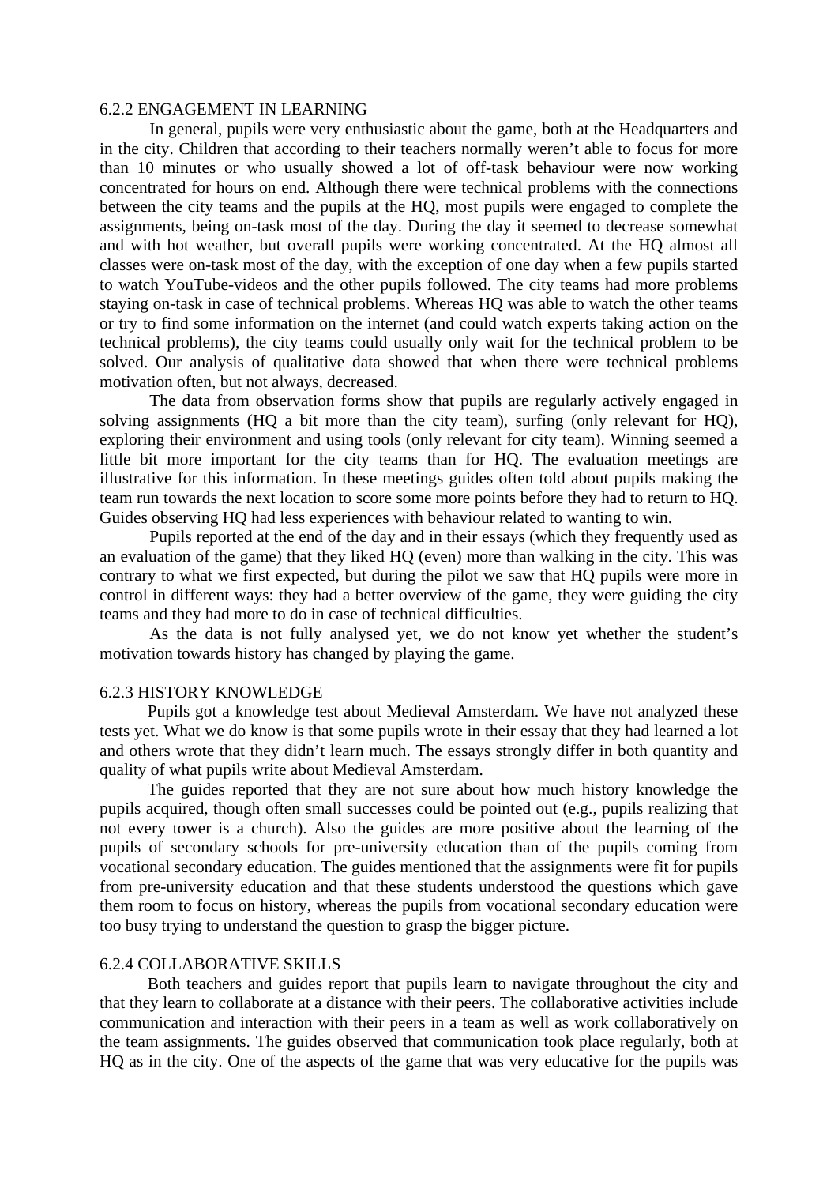### 6.2.2 ENGAGEMENT IN LEARNING

In general, pupils were very enthusiastic about the game, both at the Headquarters and in the city. Children that according to their teachers normally weren't able to focus for more than 10 minutes or who usually showed a lot of off-task behaviour were now working concentrated for hours on end. Although there were technical problems with the connections between the city teams and the pupils at the HQ, most pupils were engaged to complete the assignments, being on-task most of the day. During the day it seemed to decrease somewhat and with hot weather, but overall pupils were working concentrated. At the HQ almost all classes were on-task most of the day, with the exception of one day when a few pupils started to watch YouTube-videos and the other pupils followed. The city teams had more problems staying on-task in case of technical problems. Whereas HQ was able to watch the other teams or try to find some information on the internet (and could watch experts taking action on the technical problems), the city teams could usually only wait for the technical problem to be solved. Our analysis of qualitative data showed that when there were technical problems motivation often, but not always, decreased.

The data from observation forms show that pupils are regularly actively engaged in solving assignments (HQ a bit more than the city team), surfing (only relevant for HQ), exploring their environment and using tools (only relevant for city team). Winning seemed a little bit more important for the city teams than for HQ. The evaluation meetings are illustrative for this information. In these meetings guides often told about pupils making the team run towards the next location to score some more points before they had to return to HQ. Guides observing HQ had less experiences with behaviour related to wanting to win.

Pupils reported at the end of the day and in their essays (which they frequently used as an evaluation of the game) that they liked HQ (even) more than walking in the city. This was contrary to what we first expected, but during the pilot we saw that HQ pupils were more in control in different ways: they had a better overview of the game, they were guiding the city teams and they had more to do in case of technical difficulties.

As the data is not fully analysed yet, we do not know yet whether the student's motivation towards history has changed by playing the game.

### 6.2.3 HISTORY KNOWLEDGE

Pupils got a knowledge test about Medieval Amsterdam. We have not analyzed these tests yet. What we do know is that some pupils wrote in their essay that they had learned a lot and others wrote that they didn't learn much. The essays strongly differ in both quantity and quality of what pupils write about Medieval Amsterdam.

The guides reported that they are not sure about how much history knowledge the pupils acquired, though often small successes could be pointed out (e.g., pupils realizing that not every tower is a church). Also the guides are more positive about the learning of the pupils of secondary schools for pre-university education than of the pupils coming from vocational secondary education. The guides mentioned that the assignments were fit for pupils from pre-university education and that these students understood the questions which gave them room to focus on history, whereas the pupils from vocational secondary education were too busy trying to understand the question to grasp the bigger picture.

### 6.2.4 COLLABORATIVE SKILLS

Both teachers and guides report that pupils learn to navigate throughout the city and that they learn to collaborate at a distance with their peers. The collaborative activities include communication and interaction with their peers in a team as well as work collaboratively on the team assignments. The guides observed that communication took place regularly, both at HQ as in the city. One of the aspects of the game that was very educative for the pupils was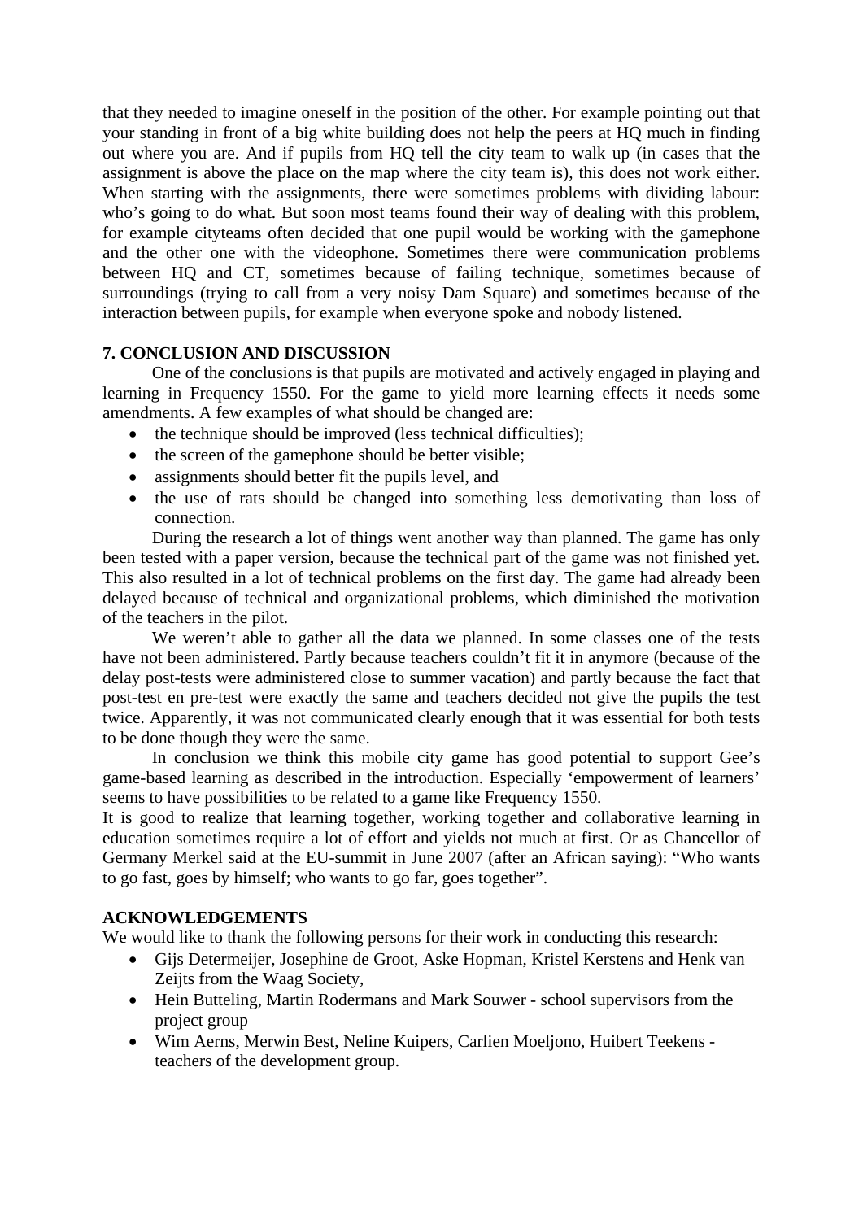that they needed to imagine oneself in the position of the other. For example pointing out that your standing in front of a big white building does not help the peers at HQ much in finding out where you are. And if pupils from HQ tell the city team to walk up (in cases that the assignment is above the place on the map where the city team is), this does not work either. When starting with the assignments, there were sometimes problems with dividing labour: who's going to do what. But soon most teams found their way of dealing with this problem, for example cityteams often decided that one pupil would be working with the gamephone and the other one with the videophone. Sometimes there were communication problems between HQ and CT, sometimes because of failing technique, sometimes because of surroundings (trying to call from a very noisy Dam Square) and sometimes because of the interaction between pupils, for example when everyone spoke and nobody listened.

## 7. CONCLUSION AND DISCUSSION

One of the conclusions is that pupils are motivated and actively engaged in playing and learning in Frequency 1550. For the game to yield more learning effects it needs some amendments. A few examples of what should be changed are:

- the technique should be improved (less technical difficulties);
- the screen of the gamephone should be better visible;
- assignments should better fit the pupils level, and
- the use of rats should be changed into something less demotivating than loss of connection.

During the research a lot of things went another way than planned. The game has only been tested with a paper version, because the technical part of the game was not finished yet. This also resulted in a lot of technical problems on the first day. The game had already been delayed because of technical and organizational problems, which diminished the motivation of the teachers in the pilot.

We weren't able to gather all the data we planned. In some classes one of the tests have not been administered. Partly because teachers couldn't fit it in anymore (because of the delay post-tests were administered close to summer vacation) and partly because the fact that post-test en pre-test were exactly the same and teachers decided not give the pupils the test twice. Apparently, it was not communicated clearly enough that it was essential for both tests to be done though they were the same.

In conclusion we think this mobile city game has good potential to support Gee's game-based learning as described in the introduction. Especially 'empowerment of learners' seems to have possibilities to be related to a game like Frequency 1550.

It is good to realize that learning together, working together and collaborative learning in education sometimes require a lot of effort and yields not much at first. Or as Chancellor of Germany Merkel said at the EU-summit in June 2007 (after an African saying): "Who wants to go fast, goes by himself; who wants to go far, goes together".

## ACKNOWLEDGEMENTS

We would like to thank the following persons for their work in conducting this research:

- Gijs Determeijer, Josephine de Groot, Aske Hopman, Kristel Kerstens and Henk van Zeijts from the Waag Society,
- Hein Butteling, Martin Rodermans and Mark Souwer - school supervisors from the project group
- Wim Aerns, Merwin Best, Neline Kuipers, Carlien Moeljono, Huibert Teekens - teachers of the development group.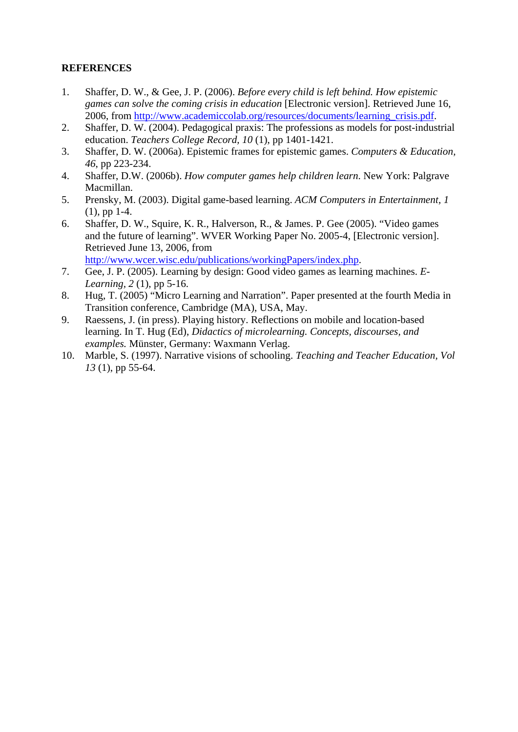**REFERENCES**

1. Shaffer, D. W., & Gee, J. P. (2006). *Before every child is left behind. How epistemic games can solve the coming crisis in education* [Electronic version]. Retrieved June 16, 2006, from http://www.academiccolab.org/resources/documents/learning_crisis.pdf.
2. Shaffer, D. W. (2004). Pedagogical praxis: The professions as models for post-industrial education. *Teachers College Record*, *10* (1), pp 1401-1421.
3. Shaffer, D. W. (2006a). Epistemic frames for epistemic games. *Computers & Education, 46*, pp 223-234.
4. Shaffer, D.W. (2006b). *How computer games help children learn*. New York: Palgrave Macmillan.
5. Prensky, M. (2003). Digital game-based learning. *ACM Computers in Entertainment, 1* (1), pp 1-4.
6. Shaffer, D. W., Squire, K. R., Halverson, R., & James. P. Gee (2005). "Video games and the future of learning". WVER Working Paper No. 2005-4, [Electronic version]. Retrieved June 13, 2006, from http://www.wcer.wisc.edu/publications/workingPapers/index.php.
7. Gee, J. P. (2005). Learning by design: Good video games as learning machines. *E-Learning, 2* (1), pp 5-16.
8. Hug, T. (2005) "Micro Learning and Narration". Paper presented at the fourth Media in Transition conference, Cambridge (MA), USA, May.
9. Raessens, J. (in press). Playing history. Reflections on mobile and location-based learning. In T. Hug (Ed), *Didactics of microlearning. Concepts, discourses, and examples.* Münster, Germany: Waxmann Verlag.
10. Marble, S. (1997). Narrative visions of schooling. *Teaching and Teacher Education, Vol 13* (1), pp 55-64.